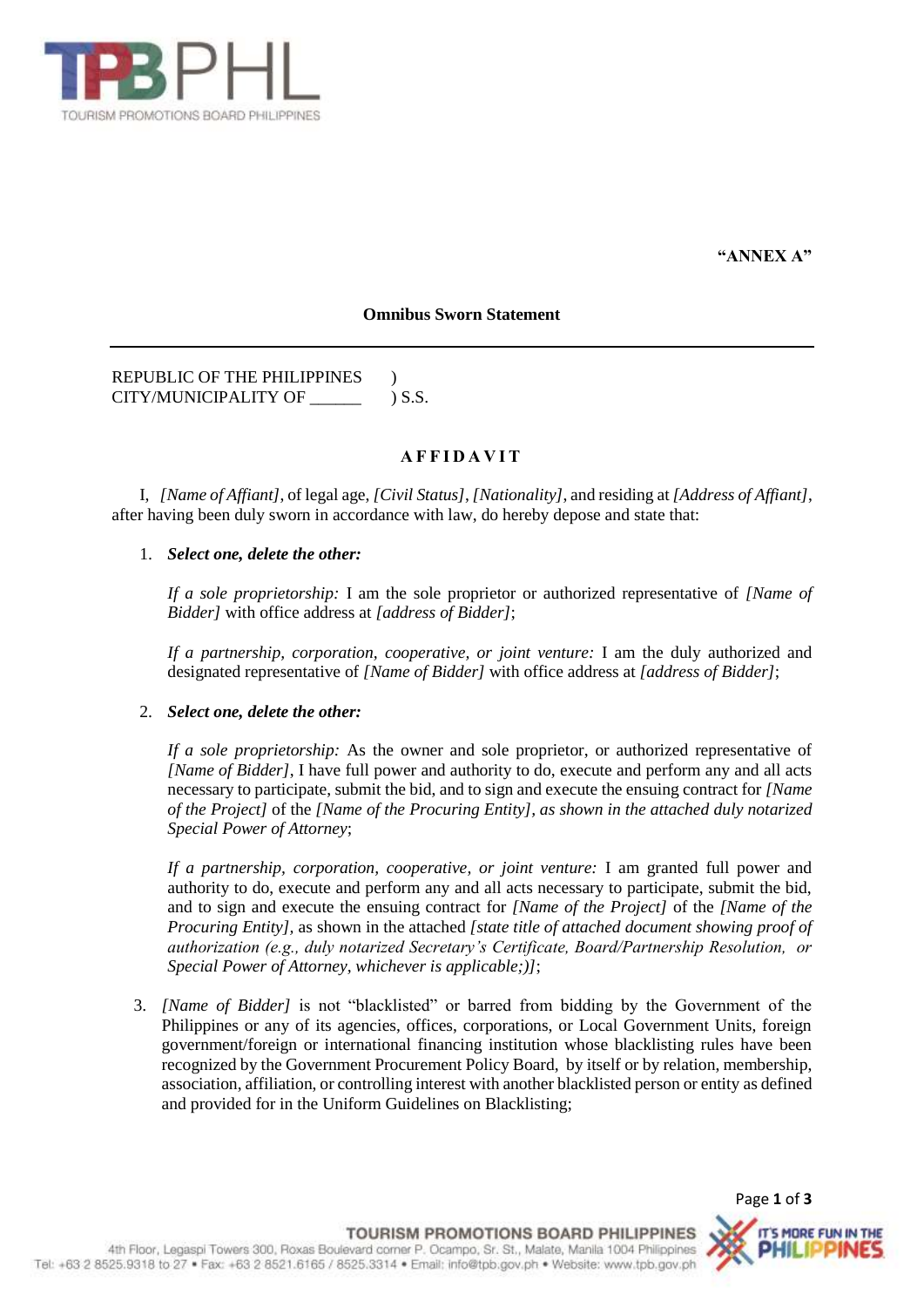**"ANNEX A"**

**Omnibus Sworn Statement**

---

REPUBLIC OF THE PHILIPPINES )
CITY/MUNICIPALITY OF ______ ) S.S.

**A F F I D A V I T**

I, *[Name of Affiant]*, of legal age, *[Civil Status]*, *[Nationality]*, and residing at *[Address of Affiant]*, after having been duly sworn in accordance with law, do hereby depose and state that:

1. ***Select one, delete the other:***

   *If a sole proprietorship:* I am the sole proprietor or authorized representative of *[Name of Bidder]* with office address at *[address of Bidder]*;

   *If a partnership, corporation, cooperative, or joint venture:* I am the duly authorized and designated representative of *[Name of Bidder]* with office address at *[address of Bidder]*;

2. ***Select one, delete the other:***

   *If a sole proprietorship:* As the owner and sole proprietor, or authorized representative of *[Name of Bidder]*, I have full power and authority to do, execute and perform any and all acts necessary to participate, submit the bid, and to sign and execute the ensuing contract for *[Name of the Project]* of the *[Name of the Procuring Entity], as shown in the attached duly notarized Special Power of Attorney*;

   *If a partnership, corporation, cooperative, or joint venture:* I am granted full power and authority to do, execute and perform any and all acts necessary to participate, submit the bid, and to sign and execute the ensuing contract for *[Name of the Project]* of the *[Name of the Procuring Entity]*, as shown in the attached *[state title of attached document showing proof of authorization (e.g., duly notarized Secretary's Certificate, Board/Partnership Resolution, or Special Power of Attorney, whichever is applicable;)]*;

3. *[Name of Bidder]* is not "blacklisted" or barred from bidding by the Government of the Philippines or any of its agencies, offices, corporations, or Local Government Units, foreign government/foreign or international financing institution whose blacklisting rules have been recognized by the Government Procurement Policy Board, by itself or by relation, membership, association, affiliation, or controlling interest with another blacklisted person or entity as defined and provided for in the Uniform Guidelines on Blacklisting;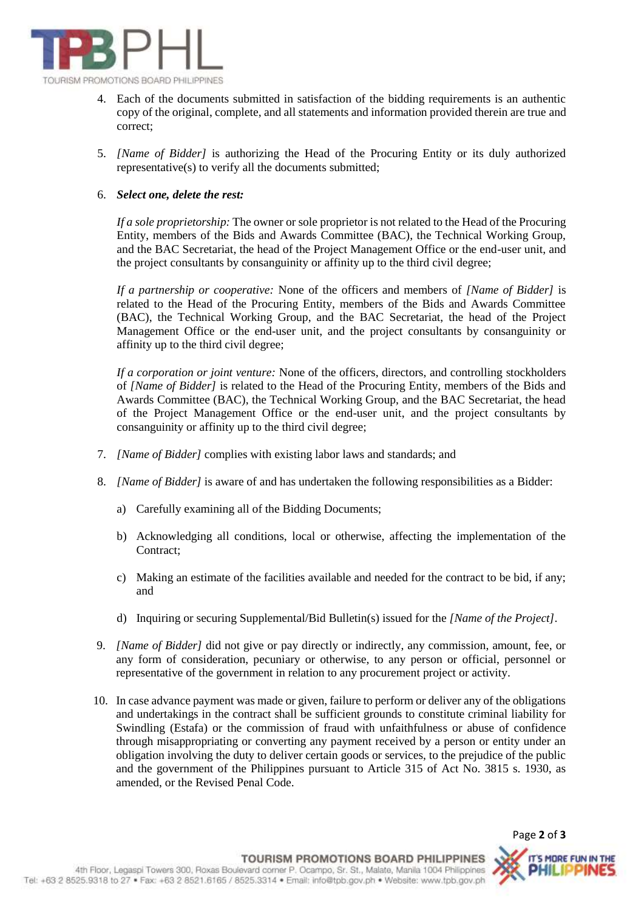4. Each of the documents submitted in satisfaction of the bidding requirements is an authentic copy of the original, complete, and all statements and information provided therein are true and correct;

5. *[Name of Bidder]* is authorizing the Head of the Procuring Entity or its duly authorized representative(s) to verify all the documents submitted;

6. ***Select one, delete the rest:***

   *If a sole proprietorship:* The owner or sole proprietor is not related to the Head of the Procuring Entity, members of the Bids and Awards Committee (BAC), the Technical Working Group, and the BAC Secretariat, the head of the Project Management Office or the end-user unit, and the project consultants by consanguinity or affinity up to the third civil degree;

   *If a partnership or cooperative:* None of the officers and members of *[Name of Bidder]* is related to the Head of the Procuring Entity, members of the Bids and Awards Committee (BAC), the Technical Working Group, and the BAC Secretariat, the head of the Project Management Office or the end-user unit, and the project consultants by consanguinity or affinity up to the third civil degree;

   *If a corporation or joint venture:* None of the officers, directors, and controlling stockholders of *[Name of Bidder]* is related to the Head of the Procuring Entity, members of the Bids and Awards Committee (BAC), the Technical Working Group, and the BAC Secretariat, the head of the Project Management Office or the end-user unit, and the project consultants by consanguinity or affinity up to the third civil degree;

7. *[Name of Bidder]* complies with existing labor laws and standards; and

8. *[Name of Bidder]* is aware of and has undertaken the following responsibilities as a Bidder:

   a) Carefully examining all of the Bidding Documents;

   b) Acknowledging all conditions, local or otherwise, affecting the implementation of the Contract;

   c) Making an estimate of the facilities available and needed for the contract to be bid, if any; and

   d) Inquiring or securing Supplemental/Bid Bulletin(s) issued for the *[Name of the Project]*.

9. *[Name of Bidder]* did not give or pay directly or indirectly, any commission, amount, fee, or any form of consideration, pecuniary or otherwise, to any person or official, personnel or representative of the government in relation to any procurement project or activity.

10. In case advance payment was made or given, failure to perform or deliver any of the obligations and undertakings in the contract shall be sufficient grounds to constitute criminal liability for Swindling (Estafa) or the commission of fraud with unfaithfulness or abuse of confidence through misappropriating or converting any payment received by a person or entity under an obligation involving the duty to deliver certain goods or services, to the prejudice of the public and the government of the Philippines pursuant to Article 315 of Act No. 3815 s. 1930, as amended, or the Revised Penal Code.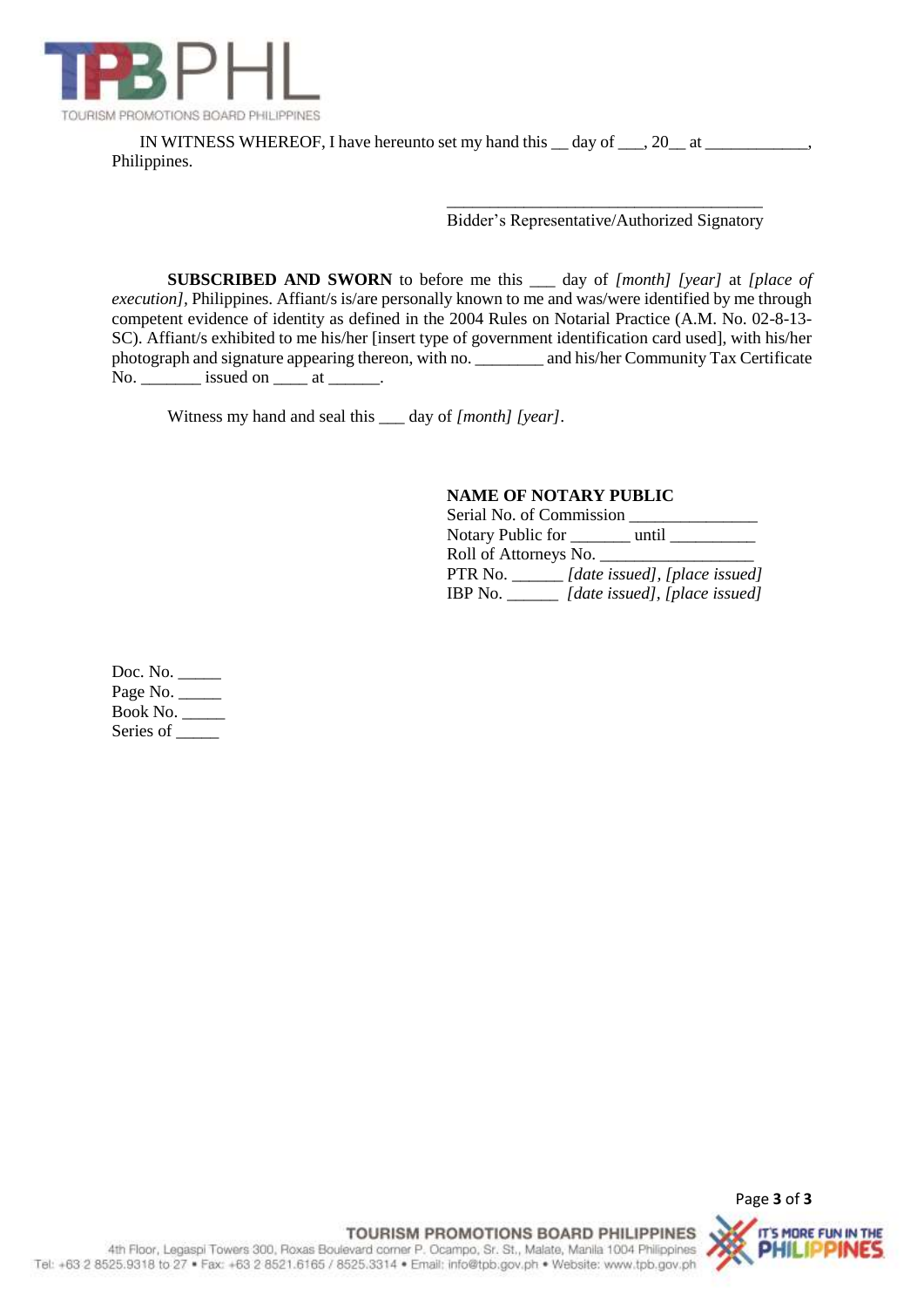IN WITNESS WHEREOF, I have hereunto set my hand this __ day of ___, 20__ at ____________, Philippines.

_____________________________________
Bidder's Representative/Authorized Signatory

**SUBSCRIBED AND SWORN** to before me this ___ day of *[month] [year]* at *[place of execution]*, Philippines. Affiant/s is/are personally known to me and was/were identified by me through competent evidence of identity as defined in the 2004 Rules on Notarial Practice (A.M. No. 02-8-13-SC). Affiant/s exhibited to me his/her [insert type of government identification card used], with his/her photograph and signature appearing thereon, with no. ________ and his/her Community Tax Certificate No. _______ issued on ____ at ______.

Witness my hand and seal this ___ day of *[month] [year]*.

**NAME OF NOTARY PUBLIC**
Serial No. of Commission _______________
Notary Public for _______ until __________
Roll of Attorneys No. __________________
PTR No. ______ *[date issued], [place issued]*
IBP No. ______ *[date issued], [place issued]*

Doc. No. _____
Page No. _____
Book No. _____
Series of _____